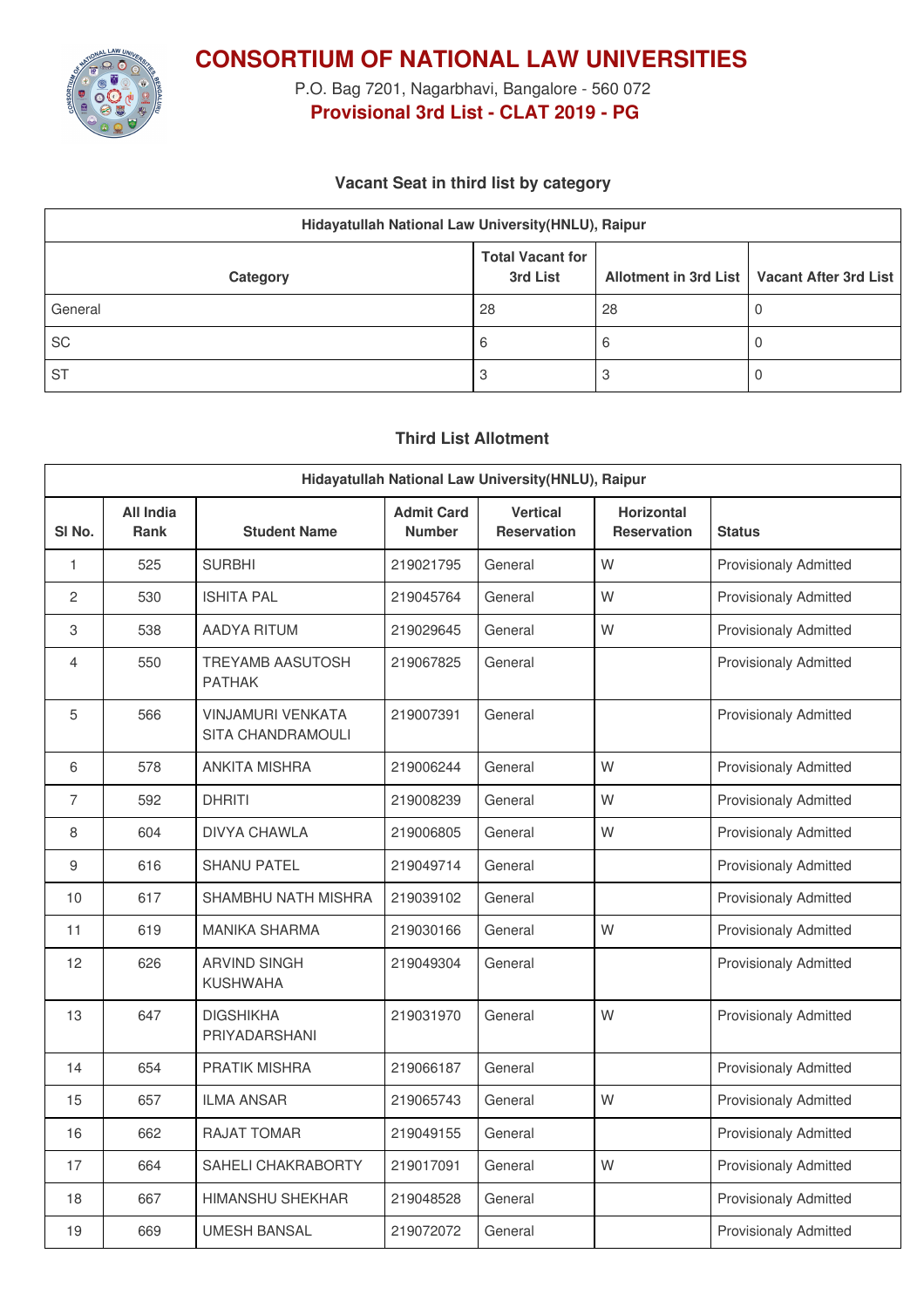# CONSORTIUM OF NATIONAL LAW UNIVERSITIES

P.O. Bag 7201, Nagarbhavi, Bangalore - 560 072

**Provisional 3rd List - CLAT 2019 - PG**

### Vacant Seat in third list by category

| Hidayatullah National Law University(HNLU), Raipur | | | |
|---|---|---|---|
| **Category** | **Total Vacant for 3rd List** | **Allotment in 3rd List** | **Vacant After 3rd List** |
| General | 28 | 28 | 0 |
| SC | 6 | 6 | 0 |
| ST | 3 | 3 | 0 |

### Third List Allotment

| Hidayatullah National Law University(HNLU), Raipur | | | | | | |
|---|---|---|---|---|---|---|
| **Sl No.** | **All India Rank** | **Student Name** | **Admit Card Number** | **Vertical Reservation** | **Horizontal Reservation** | **Status** |
| 1 | 525 | SURBHI | 219021795 | General | W | Provisionaly Admitted |
| 2 | 530 | ISHITA PAL | 219045764 | General | W | Provisionaly Admitted |
| 3 | 538 | AADYA RITUM | 219029645 | General | W | Provisionaly Admitted |
| 4 | 550 | TREYAMB AASUTOSH PATHAK | 219067825 | General | | Provisionaly Admitted |
| 5 | 566 | VINJAMURI VENKATA SITA CHANDRAMOULI | 219007391 | General | | Provisionaly Admitted |
| 6 | 578 | ANKITA MISHRA | 219006244 | General | W | Provisionaly Admitted |
| 7 | 592 | DHRITI | 219008239 | General | W | Provisionaly Admitted |
| 8 | 604 | DIVYA CHAWLA | 219006805 | General | W | Provisionaly Admitted |
| 9 | 616 | SHANU PATEL | 219049714 | General | | Provisionaly Admitted |
| 10 | 617 | SHAMBHU NATH MISHRA | 219039102 | General | | Provisionaly Admitted |
| 11 | 619 | MANIKA SHARMA | 219030166 | General | W | Provisionaly Admitted |
| 12 | 626 | ARVIND SINGH KUSHWAHA | 219049304 | General | | Provisionaly Admitted |
| 13 | 647 | DIGSHIKHA PRIYADARSHANI | 219031970 | General | W | Provisionaly Admitted |
| 14 | 654 | PRATIK MISHRA | 219066187 | General | | Provisionaly Admitted |
| 15 | 657 | ILMA ANSAR | 219065743 | General | W | Provisionaly Admitted |
| 16 | 662 | RAJAT TOMAR | 219049155 | General | | Provisionaly Admitted |
| 17 | 664 | SAHELI CHAKRABORTY | 219017091 | General | W | Provisionaly Admitted |
| 18 | 667 | HIMANSHU SHEKHAR | 219048528 | General | | Provisionaly Admitted |
| 19 | 669 | UMESH BANSAL | 219072072 | General | | Provisionaly Admitted |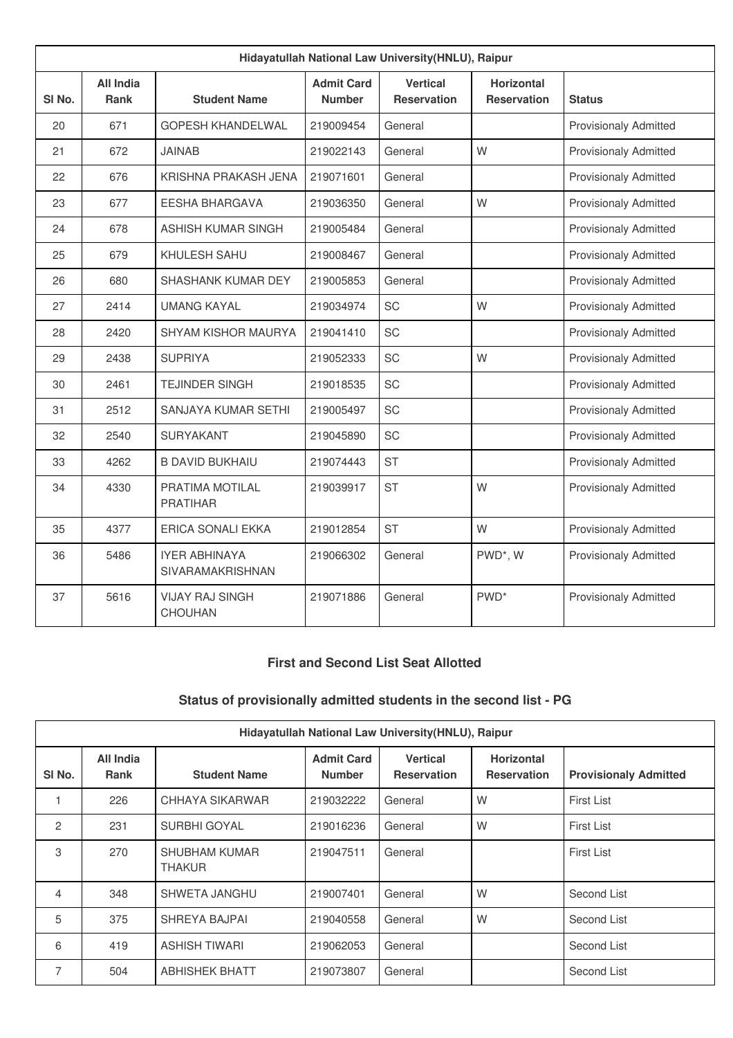| Hidayatullah National Law University(HNLU), Raipur | | | | | | |
|---|---|---|---|---|---|---|
| Sl No. | All India Rank | Student Name | Admit Card Number | Vertical Reservation | Horizontal Reservation | Status |
| 20 | 671 | GOPESH KHANDELWAL | 219009454 | General | | Provisionaly Admitted |
| 21 | 672 | JAINAB | 219022143 | General | W | Provisionaly Admitted |
| 22 | 676 | KRISHNA PRAKASH JENA | 219071601 | General | | Provisionaly Admitted |
| 23 | 677 | EESHA BHARGAVA | 219036350 | General | W | Provisionaly Admitted |
| 24 | 678 | ASHISH KUMAR SINGH | 219005484 | General | | Provisionaly Admitted |
| 25 | 679 | KHULESH SAHU | 219008467 | General | | Provisionaly Admitted |
| 26 | 680 | SHASHANK KUMAR DEY | 219005853 | General | | Provisionaly Admitted |
| 27 | 2414 | UMANG KAYAL | 219034974 | SC | W | Provisionaly Admitted |
| 28 | 2420 | SHYAM KISHOR MAURYA | 219041410 | SC | | Provisionaly Admitted |
| 29 | 2438 | SUPRIYA | 219052333 | SC | W | Provisionaly Admitted |
| 30 | 2461 | TEJINDER SINGH | 219018535 | SC | | Provisionaly Admitted |
| 31 | 2512 | SANJAYA KUMAR SETHI | 219005497 | SC | | Provisionaly Admitted |
| 32 | 2540 | SURYAKANT | 219045890 | SC | | Provisionaly Admitted |
| 33 | 4262 | B DAVID BUKHAIU | 219074443 | ST | | Provisionaly Admitted |
| 34 | 4330 | PRATIMA MOTILAL PRATIHAR | 219039917 | ST | W | Provisionaly Admitted |
| 35 | 4377 | ERICA SONALI EKKA | 219012854 | ST | W | Provisionaly Admitted |
| 36 | 5486 | IYER ABHINAYA SIVARAMAKRISHNAN | 219066302 | General | PWD*, W | Provisionaly Admitted |
| 37 | 5616 | VIJAY RAJ SINGH CHOUHAN | 219071886 | General | PWD* | Provisionaly Admitted |

### First and Second List Seat Allotted

### Status of provisionally admitted students in the second list - PG

| Hidayatullah National Law University(HNLU), Raipur | | | | | | |
|---|---|---|---|---|---|---|
| Sl No. | All India Rank | Student Name | Admit Card Number | Vertical Reservation | Horizontal Reservation | Provisionaly Admitted |
| 1 | 226 | CHHAYA SIKARWAR | 219032222 | General | W | First List |
| 2 | 231 | SURBHI GOYAL | 219016236 | General | W | First List |
| 3 | 270 | SHUBHAM KUMAR THAKUR | 219047511 | General | | First List |
| 4 | 348 | SHWETA JANGHU | 219007401 | General | W | Second List |
| 5 | 375 | SHREYA BAJPAI | 219040558 | General | W | Second List |
| 6 | 419 | ASHISH TIWARI | 219062053 | General | | Second List |
| 7 | 504 | ABHISHEK BHATT | 219073807 | General | | Second List |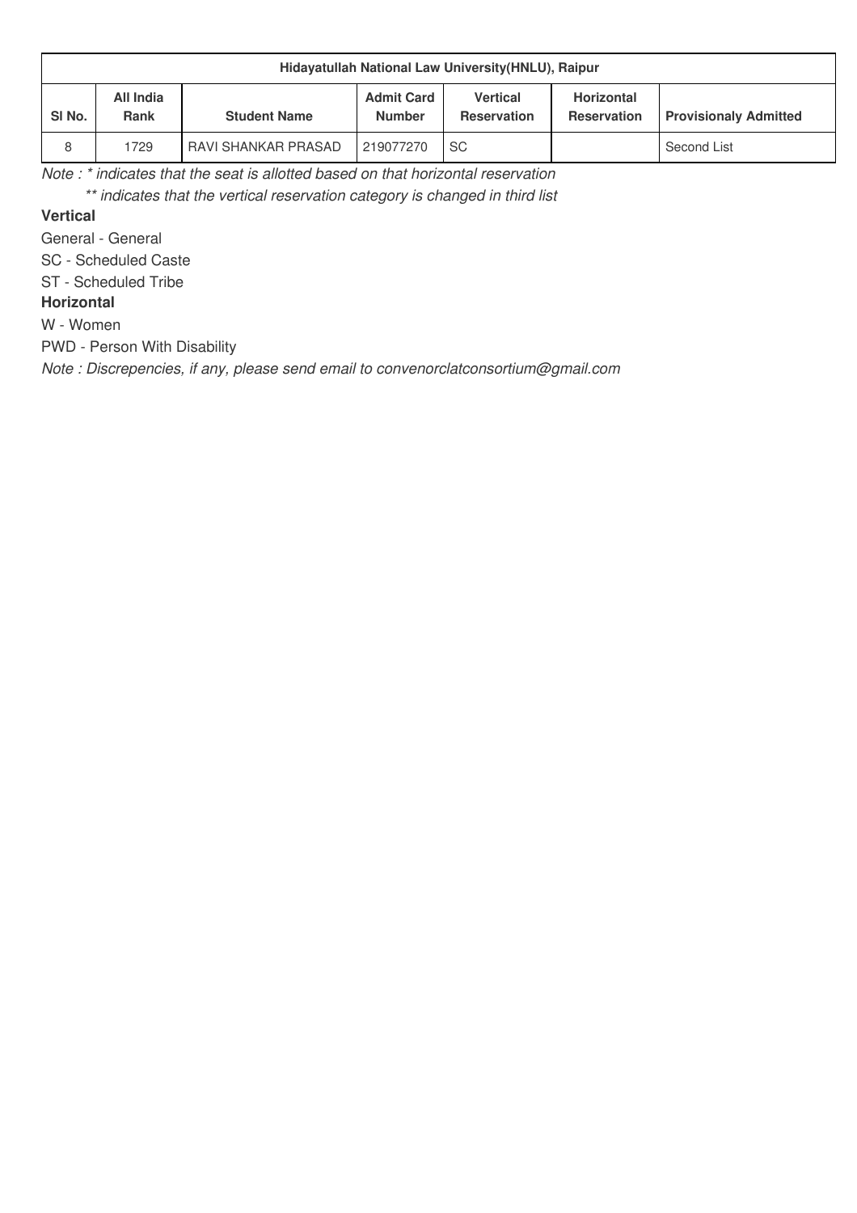| Hidayatullah National Law University(HNLU), Raipur | | | | | | |
|---|---|---|---|---|---|---|
| Sl No. | All India Rank | Student Name | Admit Card Number | Vertical Reservation | Horizontal Reservation | Provisionaly Admitted |
| 8 | 1729 | RAVI SHANKAR PRASAD | 219077270 | SC | | Second List |

*Note : * indicates that the seat is allotted based on that horizontal reservation*

*** indicates that the vertical reservation category is changed in third list*

**Vertical**

General - General

SC - Scheduled Caste

ST - Scheduled Tribe

**Horizontal**

W - Women

PWD - Person With Disability

*Note : Discrepencies, if any, please send email to convenorclatconsortium@gmail.com*